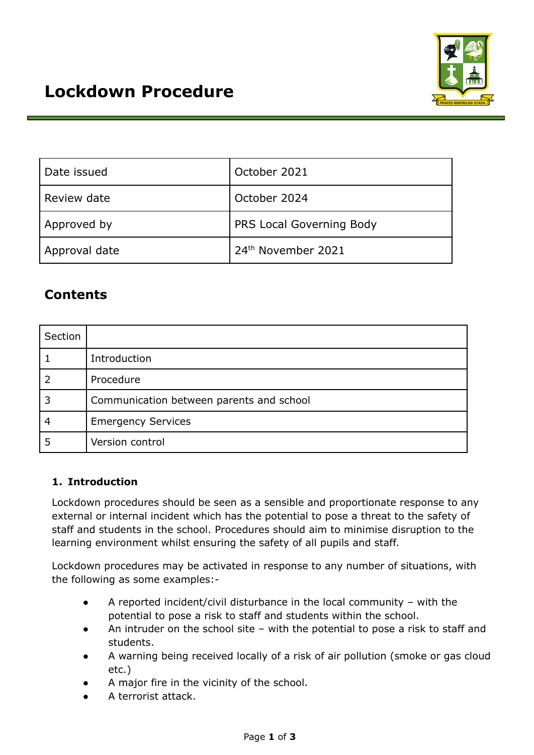# Lockdown Procedure

| Date issued | October 2021 |
|---|---|
| Review date | October 2024 |
| Approved by | PRS Local Governing Body |
| Approval date | 24th November 2021 |

## Contents

| Section | |
|---|---|
| 1 | Introduction |
| 2 | Procedure |
| 3 | Communication between parents and school |
| 4 | Emergency Services |
| 5 | Version control |

### 1. Introduction

Lockdown procedures should be seen as a sensible and proportionate response to any external or internal incident which has the potential to pose a threat to the safety of staff and students in the school. Procedures should aim to minimise disruption to the learning environment whilst ensuring the safety of all pupils and staff.

Lockdown procedures may be activated in response to any number of situations, with the following as some examples:-

- A reported incident/civil disturbance in the local community – with the potential to pose a risk to staff and students within the school.
- An intruder on the school site – with the potential to pose a risk to staff and students.
- A warning being received locally of a risk of air pollution (smoke or gas cloud etc.)
- A major fire in the vicinity of the school.
- A terrorist attack.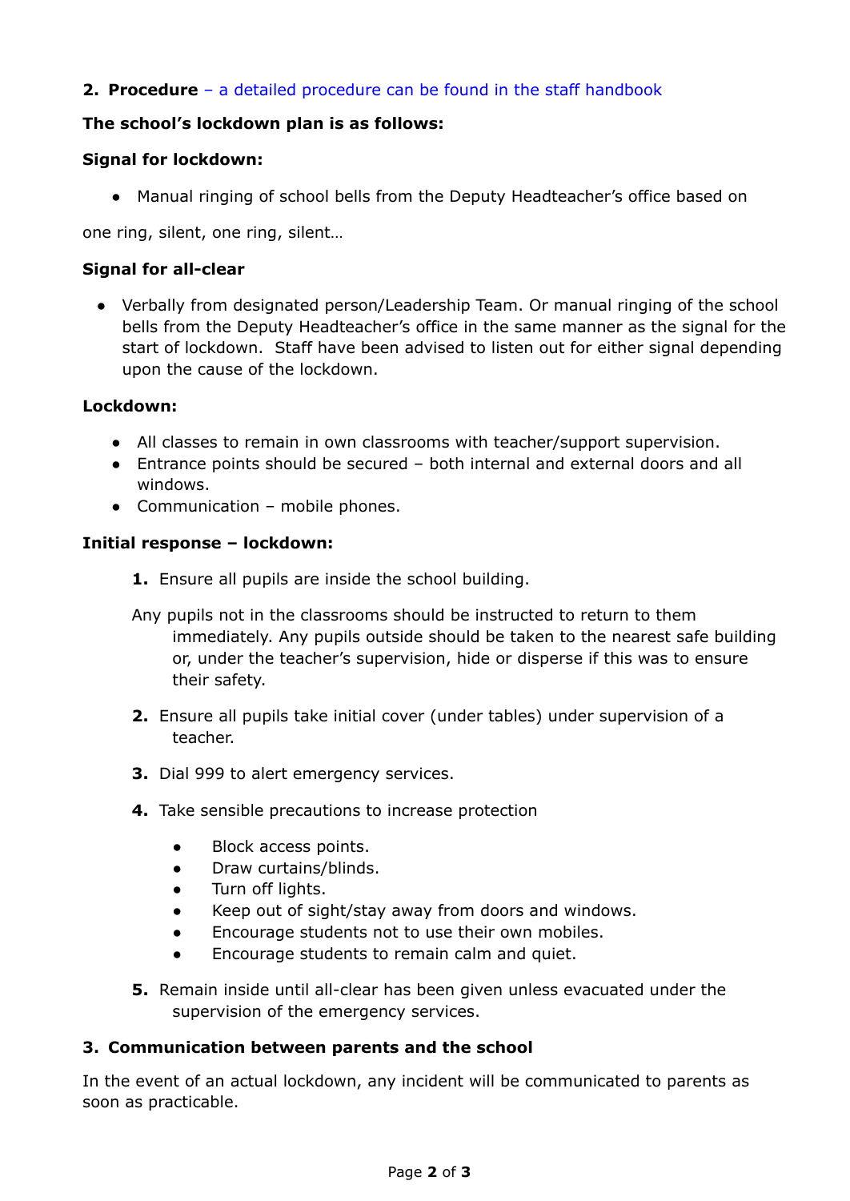## 2. Procedure – a detailed procedure can be found in the staff handbook

**The school's lockdown plan is as follows:**

**Signal for lockdown:**

- Manual ringing of school bells from the Deputy Headteacher's office based on

one ring, silent, one ring, silent…

**Signal for all-clear**

- Verbally from designated person/Leadership Team. Or manual ringing of the school bells from the Deputy Headteacher's office in the same manner as the signal for the start of lockdown. Staff have been advised to listen out for either signal depending upon the cause of the lockdown.

**Lockdown:**

- All classes to remain in own classrooms with teacher/support supervision.
- Entrance points should be secured – both internal and external doors and all windows.
- Communication – mobile phones.

**Initial response – lockdown:**

1. Ensure all pupils are inside the school building.

   Any pupils not in the classrooms should be instructed to return to them immediately. Any pupils outside should be taken to the nearest safe building or, under the teacher's supervision, hide or disperse if this was to ensure their safety.

2. Ensure all pupils take initial cover (under tables) under supervision of a teacher.

3. Dial 999 to alert emergency services.

4. Take sensible precautions to increase protection

   - Block access points.
   - Draw curtains/blinds.
   - Turn off lights.
   - Keep out of sight/stay away from doors and windows.
   - Encourage students not to use their own mobiles.
   - Encourage students to remain calm and quiet.

5. Remain inside until all-clear has been given unless evacuated under the supervision of the emergency services.

## 3. Communication between parents and the school

In the event of an actual lockdown, any incident will be communicated to parents as soon as practicable.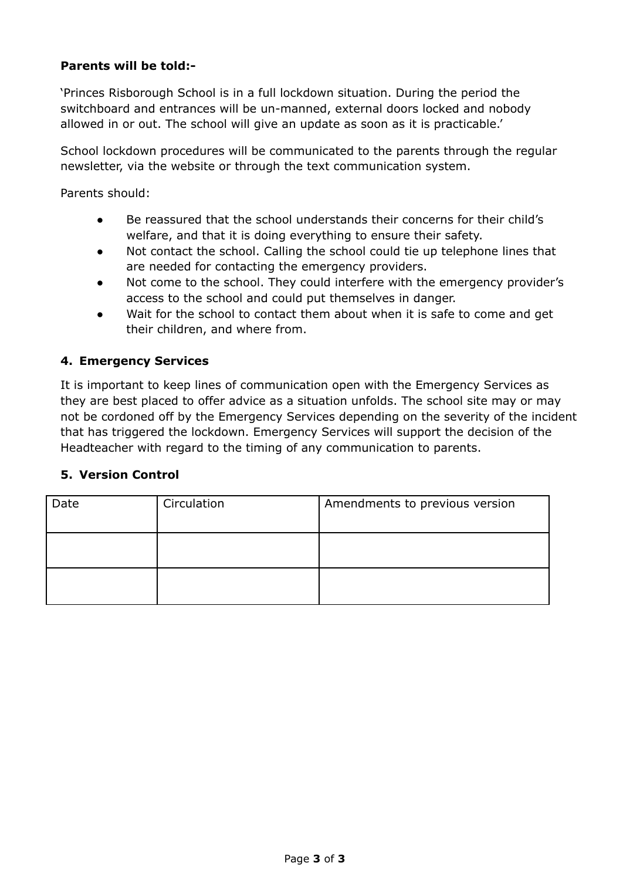**Parents will be told:-**

'Princes Risborough School is in a full lockdown situation. During the period the switchboard and entrances will be un-manned, external doors locked and nobody allowed in or out. The school will give an update as soon as it is practicable.'

School lockdown procedures will be communicated to the parents through the regular newsletter, via the website or through the text communication system.

Parents should:

- Be reassured that the school understands their concerns for their child's welfare, and that it is doing everything to ensure their safety.
- Not contact the school. Calling the school could tie up telephone lines that are needed for contacting the emergency providers.
- Not come to the school. They could interfere with the emergency provider's access to the school and could put themselves in danger.
- Wait for the school to contact them about when it is safe to come and get their children, and where from.

### 4. Emergency Services

It is important to keep lines of communication open with the Emergency Services as they are best placed to offer advice as a situation unfolds. The school site may or may not be cordoned off by the Emergency Services depending on the severity of the incident that has triggered the lockdown. Emergency Services will support the decision of the Headteacher with regard to the timing of any communication to parents.

### 5. Version Control

| Date | Circulation | Amendments to previous version |
|---|---|---|
| | | |
| | | |